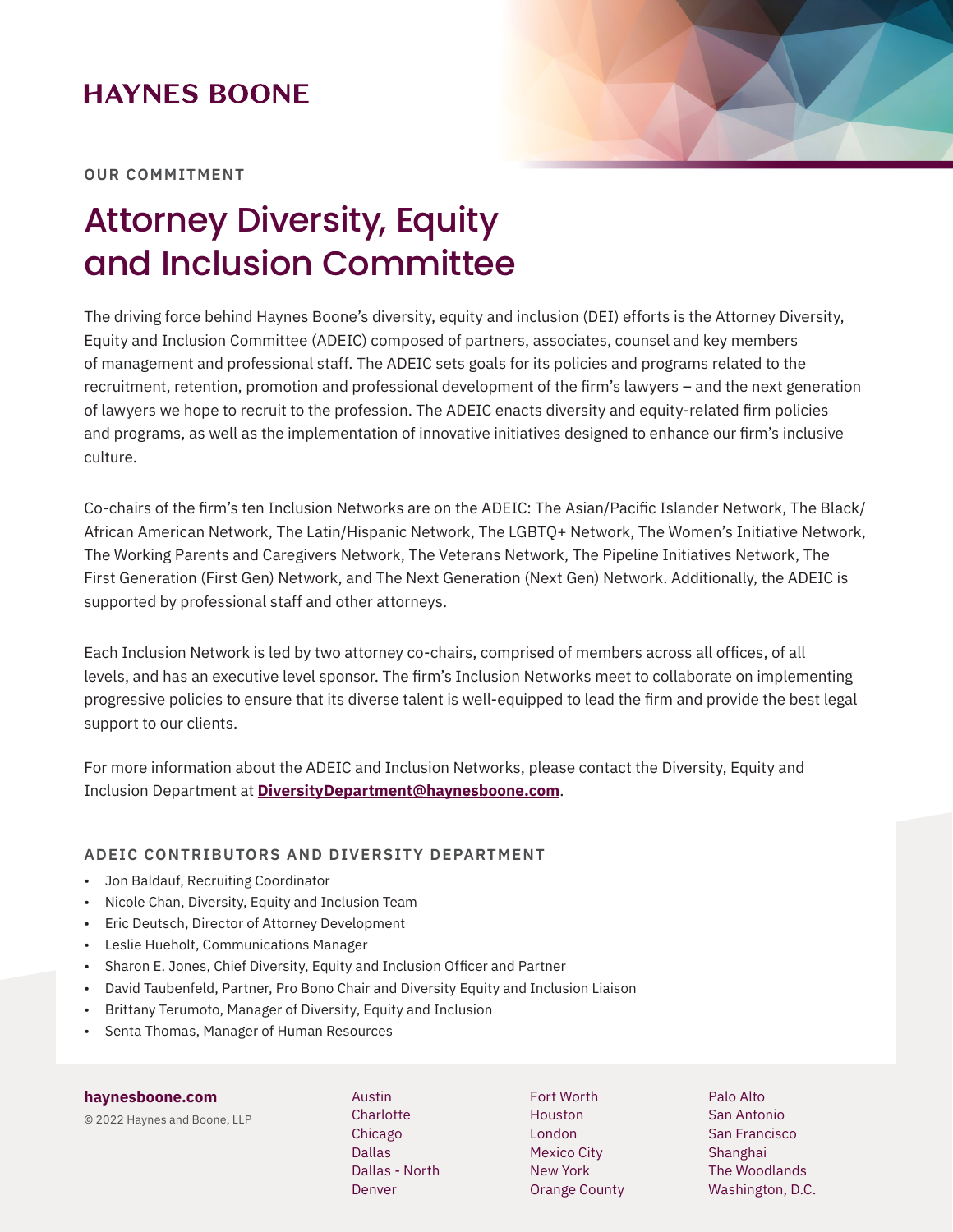# HAYNES BOONE

OUR COMMITMENT

# Attorney Diversity, Equity and Inclusion Committee

The driving force behind Haynes Boone's diversity, equity and inclusion (DEI) efforts is the Attorney Diversity, Equity and Inclusion Committee (ADEIC) composed of partners, associates, counsel and key members of management and professional staff. The ADEIC sets goals for its policies and programs related to the recruitment, retention, promotion and professional development of the firm's lawyers – and the next generation of lawyers we hope to recruit to the profession. The ADEIC enacts diversity and equity-related firm policies and programs, as well as the implementation of innovative initiatives designed to enhance our firm's inclusive culture.

Co-chairs of the firm's ten Inclusion Networks are on the ADEIC: The Asian/Pacific Islander Network, The Black/African American Network, The Latin/Hispanic Network, The LGBTQ+ Network, The Women's Initiative Network, The Working Parents and Caregivers Network, The Veterans Network, The Pipeline Initiatives Network, The First Generation (First Gen) Network, and The Next Generation (Next Gen) Network. Additionally, the ADEIC is supported by professional staff and other attorneys.

Each Inclusion Network is led by two attorney co-chairs, comprised of members across all offices, of all levels, and has an executive level sponsor. The firm's Inclusion Networks meet to collaborate on implementing progressive policies to ensure that its diverse talent is well-equipped to lead the firm and provide the best legal support to our clients.

For more information about the ADEIC and Inclusion Networks, please contact the Diversity, Equity and Inclusion Department at **DiversityDepartment@haynesboone.com**.

## ADEIC CONTRIBUTORS AND DIVERSITY DEPARTMENT

- Jon Baldauf, Recruiting Coordinator
- Nicole Chan, Diversity, Equity and Inclusion Team
- Eric Deutsch, Director of Attorney Development
- Leslie Hueholt, Communications Manager
- Sharon E. Jones, Chief Diversity, Equity and Inclusion Officer and Partner
- David Taubenfeld, Partner, Pro Bono Chair and Diversity Equity and Inclusion Liaison
- Brittany Terumoto, Manager of Diversity, Equity and Inclusion
- Senta Thomas, Manager of Human Resources

**haynesboone.com**

© 2022 Haynes and Boone, LLP

Austin
Charlotte
Chicago
Dallas
Dallas - North
Denver
Fort Worth
Houston
London
Mexico City
New York
Orange County
Palo Alto
San Antonio
San Francisco
Shanghai
The Woodlands
Washington, D.C.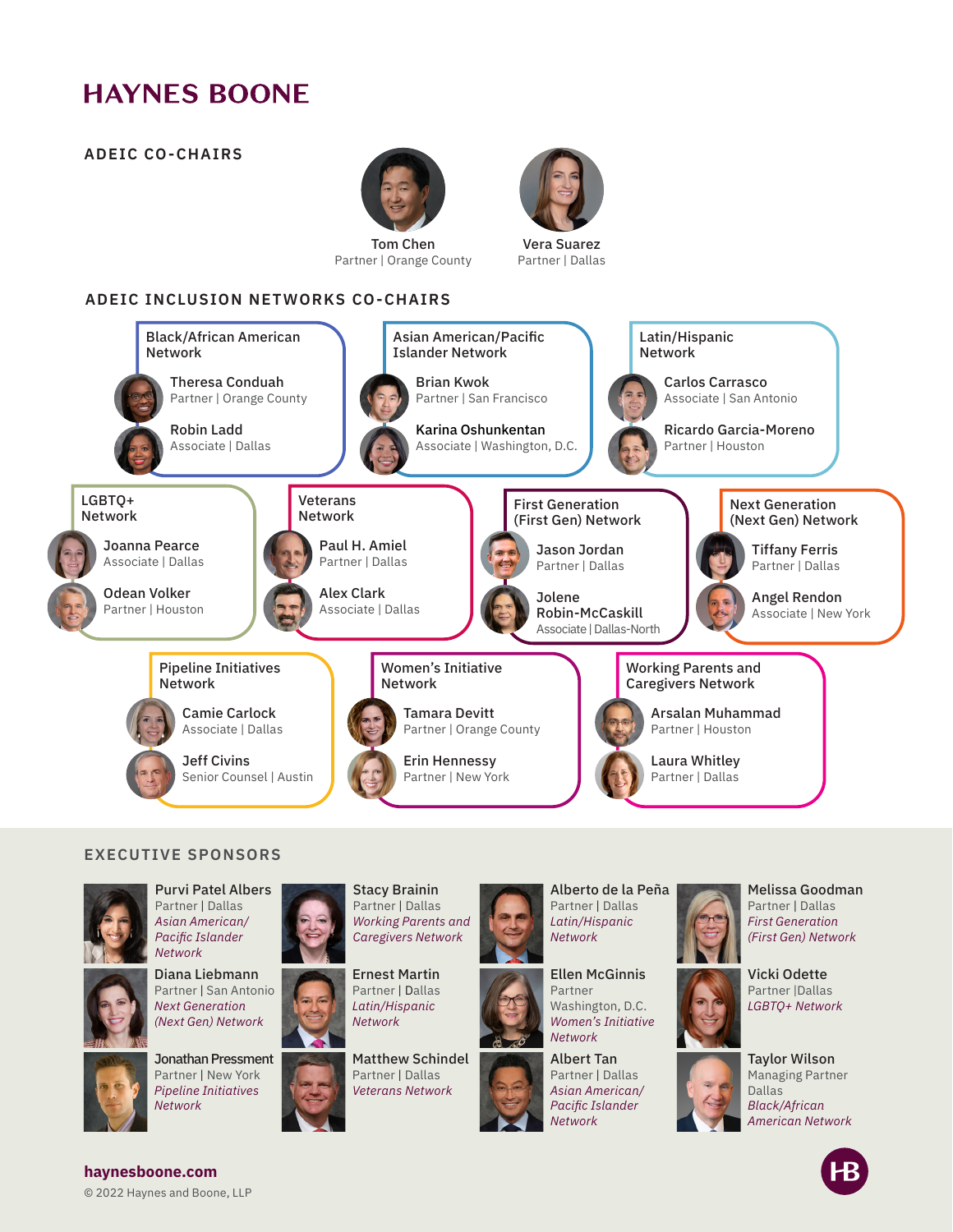# HAYNES BOONE

## ADEIC CO-CHAIRS

**Tom Chen**
Partner | Orange County

**Vera Suarez**
Partner | Dallas

## ADEIC INCLUSION NETWORKS CO-CHAIRS

### Black/African American Network

**Theresa Conduah**
Partner | Orange County

**Robin Ladd**
Associate | Dallas

### Asian American/Pacific Islander Network

**Brian Kwok**
Partner | San Francisco

**Karina Oshunkentan**
Associate | Washington, D.C.

### Latin/Hispanic Network

**Carlos Carrasco**
Associate | San Antonio

**Ricardo Garcia-Moreno**
Partner | Houston

### LGBTQ+ Network

**Joanna Pearce**
Associate | Dallas

**Odean Volker**
Partner | Houston

### Veterans Network

**Paul H. Amiel**
Partner | Dallas

**Alex Clark**
Associate | Dallas

### First Generation (First Gen) Network

**Jason Jordan**
Partner | Dallas

**Jolene Robin-McCaskill**
Associate | Dallas-North

### Next Generation (Next Gen) Network

**Tiffany Ferris**
Partner | Dallas

**Angel Rendon**
Associate | New York

### Pipeline Initiatives Network

**Camie Carlock**
Associate | Dallas

**Jeff Civins**
Senior Counsel | Austin

### Women's Initiative Network

**Tamara Devitt**
Partner | Orange County

**Erin Hennessy**
Partner | New York

### Working Parents and Caregivers Network

**Arsalan Muhammad**
Partner | Houston

**Laura Whitley**
Partner | Dallas

## EXECUTIVE SPONSORS

**Purvi Patel Albers**
Partner | Dallas
*Asian American/ Pacific Islander Network*

**Stacy Brainin**
Partner | Dallas
*Working Parents and Caregivers Network*

**Alberto de la Peña**
Partner | Dallas
*Latin/Hispanic Network*

**Melissa Goodman**
Partner | Dallas
*First Generation (First Gen) Network*

**Diana Liebmann**
Partner | San Antonio
*Next Generation (Next Gen) Network*

**Ernest Martin**
Partner | Dallas
*Latin/Hispanic Network*

**Ellen McGinnis**
Partner
Washington, D.C.
*Women's Initiative Network*

**Vicki Odette**
Partner |Dallas
*LGBTQ+ Network*

**Jonathan Pressment**
Partner | New York
*Pipeline Initiatives Network*

**Matthew Schindel**
Partner | Dallas
*Veterans Network*

**Albert Tan**
Partner | Dallas
*Asian American/ Pacific Islander Network*

**Taylor Wilson**
Managing Partner
Dallas
*Black/African American Network*

**haynesboone.com**

© 2022 Haynes and Boone, LLP